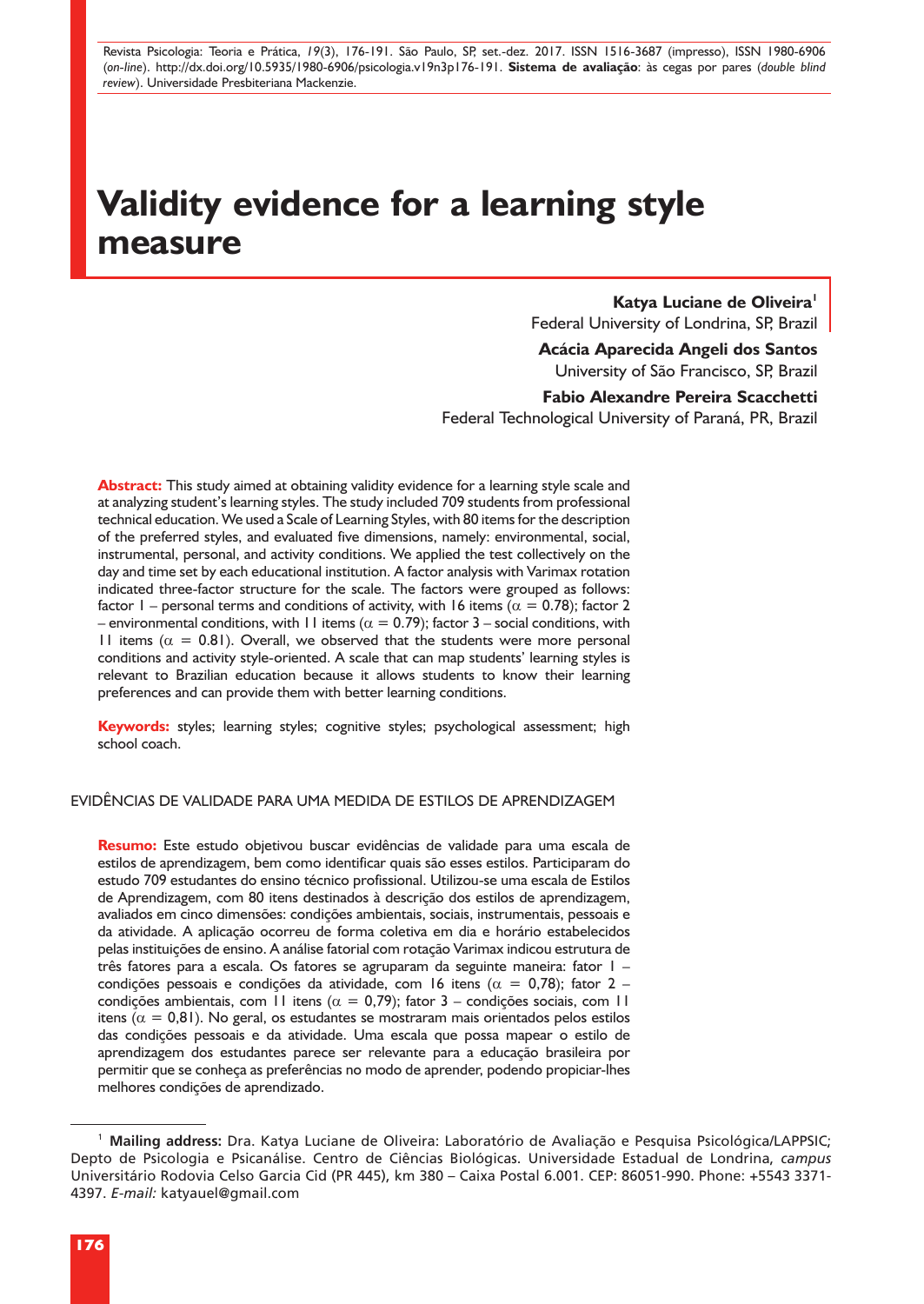# Validity evidence for a learning style measure

**Katya Luciane de Oliveira**[1]
Federal University of Londrina, SP, Brazil

**Acácia Aparecida Angeli dos Santos**
University of São Francisco, SP, Brazil

**Fabio Alexandre Pereira Scacchetti**
Federal Technological University of Paraná, PR, Brazil

**Abstract:** This study aimed at obtaining validity evidence for a learning style scale and at analyzing student's learning styles. The study included 709 students from professional technical education. We used a Scale of Learning Styles, with 80 items for the description of the preferred styles, and evaluated five dimensions, namely: environmental, social, instrumental, personal, and activity conditions. We applied the test collectively on the day and time set by each educational institution. A factor analysis with Varimax rotation indicated three-factor structure for the scale. The factors were grouped as follows: factor 1 – personal terms and conditions of activity, with 16 items ($\alpha = 0.78$); factor 2 – environmental conditions, with 11 items ($\alpha = 0.79$); factor 3 – social conditions, with 11 items ($\alpha = 0.81$). Overall, we observed that the students were more personal conditions and activity style-oriented. A scale that can map students' learning styles is relevant to Brazilian education because it allows students to know their learning preferences and can provide them with better learning conditions.

**Keywords:** styles; learning styles; cognitive styles; psychological assessment; high school coach.

## EVIDÊNCIAS DE VALIDADE PARA UMA MEDIDA DE ESTILOS DE APRENDIZAGEM

**Resumo:** Este estudo objetivou buscar evidências de validade para uma escala de estilos de aprendizagem, bem como identificar quais são esses estilos. Participaram do estudo 709 estudantes do ensino técnico profissional. Utilizou-se uma escala de Estilos de Aprendizagem, com 80 itens destinados à descrição dos estilos de aprendizagem, avaliados em cinco dimensões: condições ambientais, sociais, instrumentais, pessoais e da atividade. A aplicação ocorreu de forma coletiva em dia e horário estabelecidos pelas instituições de ensino. A análise fatorial com rotação Varimax indicou estrutura de três fatores para a escala. Os fatores se agruparam da seguinte maneira: fator 1 – condições pessoais e condições da atividade, com 16 itens ($\alpha = 0{,}78$); fator 2 – condições ambientais, com 11 itens ($\alpha = 0{,}79$); fator 3 – condições sociais, com 11 itens ($\alpha = 0{,}81$). No geral, os estudantes se mostraram mais orientados pelos estilos das condições pessoais e da atividade. Uma escala que possa mapear o estilo de aprendizagem dos estudantes parece ser relevante para a educação brasileira por permitir que se conheça as preferências no modo de aprender, podendo propiciar-lhes melhores condições de aprendizado.

---

[1] **Mailing address:** Dra. Katya Luciane de Oliveira: Laboratório de Avaliação e Pesquisa Psicológica/LAPPSIC; Depto de Psicologia e Psicanálise. Centro de Ciências Biológicas. Universidade Estadual de Londrina, *campus* Universitário Rodovia Celso Garcia Cid (PR 445), km 380 – Caixa Postal 6.001. CEP: 86051-990. Phone: +5543 3371-4397. *E-mail:* katyauel@gmail.com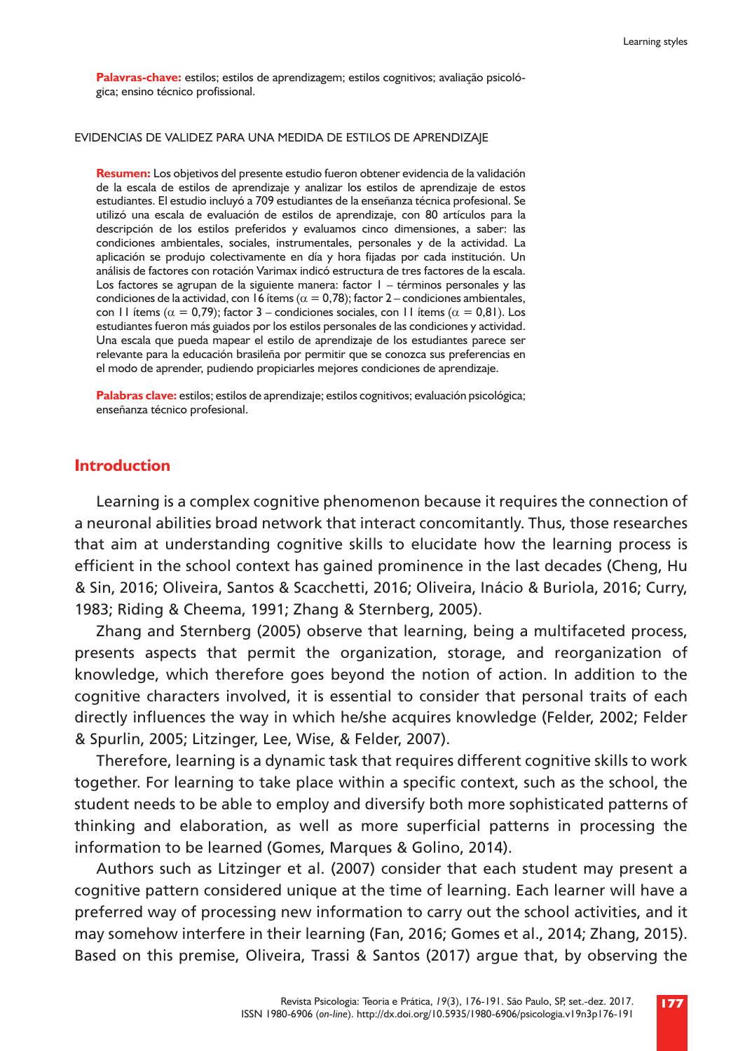**Palavras-chave:** estilos; estilos de aprendizagem; estilos cognitivos; avaliação psicológica; ensino técnico profissional.

EVIDENCIAS DE VALIDEZ PARA UNA MEDIDA DE ESTILOS DE APRENDIZAJE

**Resumen:** Los objetivos del presente estudio fueron obtener evidencia de la validación de la escala de estilos de aprendizaje y analizar los estilos de aprendizaje de estos estudiantes. El estudio incluyó a 709 estudiantes de la enseñanza técnica profesional. Se utilizó una escala de evaluación de estilos de aprendizaje, con 80 artículos para la descripción de los estilos preferidos y evaluamos cinco dimensiones, a saber: las condiciones ambientales, sociales, instrumentales, personales y de la actividad. La aplicación se produjo colectivamente en día y hora fijadas por cada institución. Un análisis de factores con rotación Varimax indicó estructura de tres factores de la escala. Los factores se agrupan de la siguiente manera: factor 1 – términos personales y las condiciones de la actividad, con 16 ítems ($\alpha = 0{,}78$); factor 2 – condiciones ambientales, con 11 ítems ($\alpha = 0{,}79$); factor 3 – condiciones sociales, con 11 ítems ($\alpha = 0{,}81$). Los estudiantes fueron más guiados por los estilos personales de las condiciones y actividad. Una escala que pueda mapear el estilo de aprendizaje de los estudiantes parece ser relevante para la educación brasileña por permitir que se conozca sus preferencias en el modo de aprender, pudiendo propiciarles mejores condiciones de aprendizaje.

**Palabras clave:** estilos; estilos de aprendizaje; estilos cognitivos; evaluación psicológica; enseñanza técnico profesional.

## Introduction

Learning is a complex cognitive phenomenon because it requires the connection of a neuronal abilities broad network that interact concomitantly. Thus, those researches that aim at understanding cognitive skills to elucidate how the learning process is efficient in the school context has gained prominence in the last decades (Cheng, Hu & Sin, 2016; Oliveira, Santos & Scacchetti, 2016; Oliveira, Inácio & Buriola, 2016; Curry, 1983; Riding & Cheema, 1991; Zhang & Sternberg, 2005).

Zhang and Sternberg (2005) observe that learning, being a multifaceted process, presents aspects that permit the organization, storage, and reorganization of knowledge, which therefore goes beyond the notion of action. In addition to the cognitive characters involved, it is essential to consider that personal traits of each directly influences the way in which he/she acquires knowledge (Felder, 2002; Felder & Spurlin, 2005; Litzinger, Lee, Wise, & Felder, 2007).

Therefore, learning is a dynamic task that requires different cognitive skills to work together. For learning to take place within a specific context, such as the school, the student needs to be able to employ and diversify both more sophisticated patterns of thinking and elaboration, as well as more superficial patterns in processing the information to be learned (Gomes, Marques & Golino, 2014).

Authors such as Litzinger et al. (2007) consider that each student may present a cognitive pattern considered unique at the time of learning. Each learner will have a preferred way of processing new information to carry out the school activities, and it may somehow interfere in their learning (Fan, 2016; Gomes et al., 2014; Zhang, 2015). Based on this premise, Oliveira, Trassi & Santos (2017) argue that, by observing the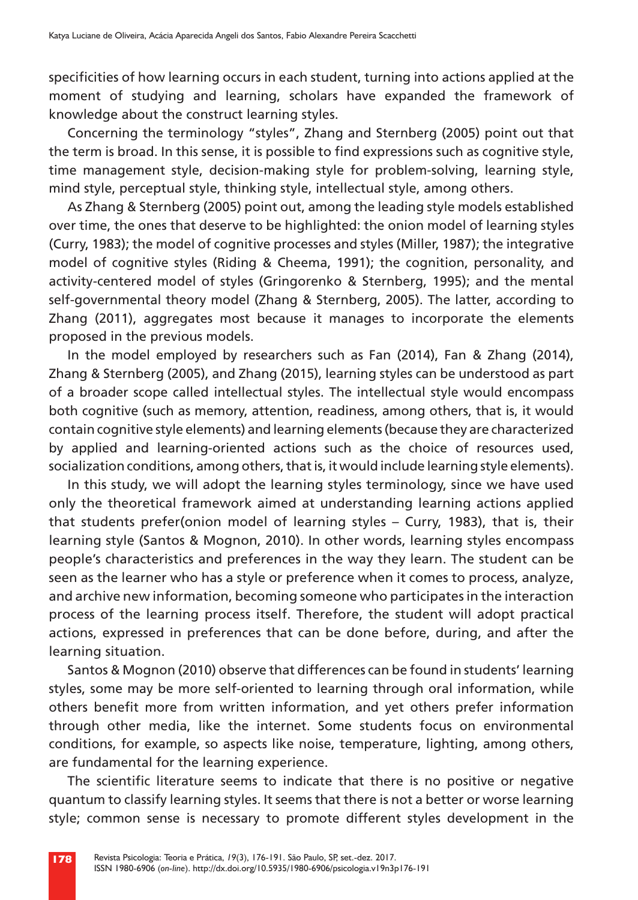specificities of how learning occurs in each student, turning into actions applied at the moment of studying and learning, scholars have expanded the framework of knowledge about the construct learning styles.

Concerning the terminology "styles", Zhang and Sternberg (2005) point out that the term is broad. In this sense, it is possible to find expressions such as cognitive style, time management style, decision-making style for problem-solving, learning style, mind style, perceptual style, thinking style, intellectual style, among others.

As Zhang & Sternberg (2005) point out, among the leading style models established over time, the ones that deserve to be highlighted: the onion model of learning styles (Curry, 1983); the model of cognitive processes and styles (Miller, 1987); the integrative model of cognitive styles (Riding & Cheema, 1991); the cognition, personality, and activity-centered model of styles (Gringorenko & Sternberg, 1995); and the mental self-governmental theory model (Zhang & Sternberg, 2005). The latter, according to Zhang (2011), aggregates most because it manages to incorporate the elements proposed in the previous models.

In the model employed by researchers such as Fan (2014), Fan & Zhang (2014), Zhang & Sternberg (2005), and Zhang (2015), learning styles can be understood as part of a broader scope called intellectual styles. The intellectual style would encompass both cognitive (such as memory, attention, readiness, among others, that is, it would contain cognitive style elements) and learning elements (because they are characterized by applied and learning-oriented actions such as the choice of resources used, socialization conditions, among others, that is, it would include learning style elements).

In this study, we will adopt the learning styles terminology, since we have used only the theoretical framework aimed at understanding learning actions applied that students prefer(onion model of learning styles – Curry, 1983), that is, their learning style (Santos & Mognon, 2010). In other words, learning styles encompass people's characteristics and preferences in the way they learn. The student can be seen as the learner who has a style or preference when it comes to process, analyze, and archive new information, becoming someone who participates in the interaction process of the learning process itself. Therefore, the student will adopt practical actions, expressed in preferences that can be done before, during, and after the learning situation.

Santos & Mognon (2010) observe that differences can be found in students' learning styles, some may be more self-oriented to learning through oral information, while others benefit more from written information, and yet others prefer information through other media, like the internet. Some students focus on environmental conditions, for example, so aspects like noise, temperature, lighting, among others, are fundamental for the learning experience.

The scientific literature seems to indicate that there is no positive or negative quantum to classify learning styles. It seems that there is not a better or worse learning style; common sense is necessary to promote different styles development in the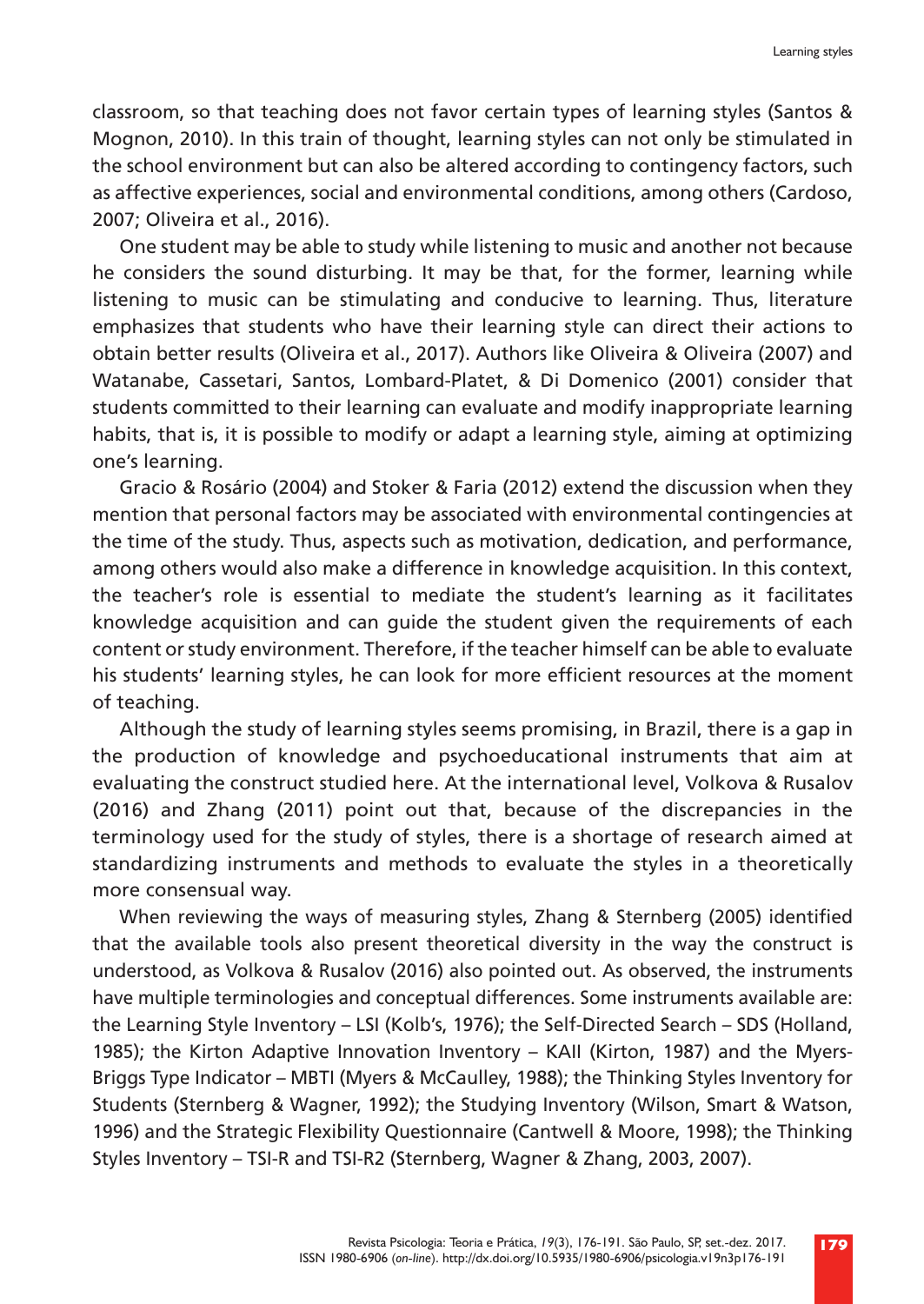classroom, so that teaching does not favor certain types of learning styles (Santos & Mognon, 2010). In this train of thought, learning styles can not only be stimulated in the school environment but can also be altered according to contingency factors, such as affective experiences, social and environmental conditions, among others (Cardoso, 2007; Oliveira et al., 2016).

One student may be able to study while listening to music and another not because he considers the sound disturbing. It may be that, for the former, learning while listening to music can be stimulating and conducive to learning. Thus, literature emphasizes that students who have their learning style can direct their actions to obtain better results (Oliveira et al., 2017). Authors like Oliveira & Oliveira (2007) and Watanabe, Cassetari, Santos, Lombard-Platet, & Di Domenico (2001) consider that students committed to their learning can evaluate and modify inappropriate learning habits, that is, it is possible to modify or adapt a learning style, aiming at optimizing one's learning.

Gracio & Rosário (2004) and Stoker & Faria (2012) extend the discussion when they mention that personal factors may be associated with environmental contingencies at the time of the study. Thus, aspects such as motivation, dedication, and performance, among others would also make a difference in knowledge acquisition. In this context, the teacher's role is essential to mediate the student's learning as it facilitates knowledge acquisition and can guide the student given the requirements of each content or study environment. Therefore, if the teacher himself can be able to evaluate his students' learning styles, he can look for more efficient resources at the moment of teaching.

Although the study of learning styles seems promising, in Brazil, there is a gap in the production of knowledge and psychoeducational instruments that aim at evaluating the construct studied here. At the international level, Volkova & Rusalov (2016) and Zhang (2011) point out that, because of the discrepancies in the terminology used for the study of styles, there is a shortage of research aimed at standardizing instruments and methods to evaluate the styles in a theoretically more consensual way.

When reviewing the ways of measuring styles, Zhang & Sternberg (2005) identified that the available tools also present theoretical diversity in the way the construct is understood, as Volkova & Rusalov (2016) also pointed out. As observed, the instruments have multiple terminologies and conceptual differences. Some instruments available are: the Learning Style Inventory – LSI (Kolb's, 1976); the Self-Directed Search – SDS (Holland, 1985); the Kirton Adaptive Innovation Inventory – KAII (Kirton, 1987) and the Myers-Briggs Type Indicator – MBTI (Myers & McCaulley, 1988); the Thinking Styles Inventory for Students (Sternberg & Wagner, 1992); the Studying Inventory (Wilson, Smart & Watson, 1996) and the Strategic Flexibility Questionnaire (Cantwell & Moore, 1998); the Thinking Styles Inventory – TSI-R and TSI-R2 (Sternberg, Wagner & Zhang, 2003, 2007).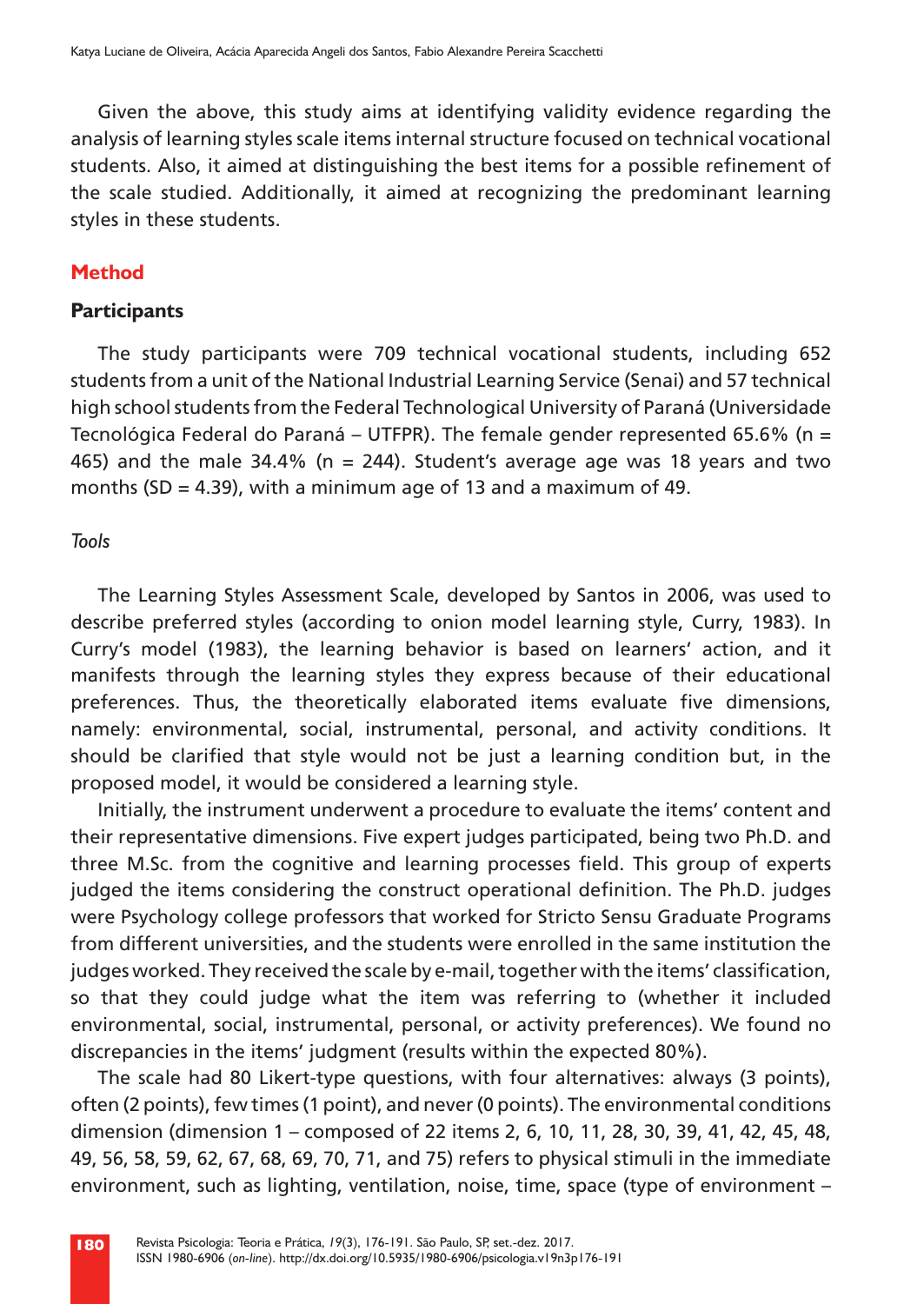Given the above, this study aims at identifying validity evidence regarding the analysis of learning styles scale items internal structure focused on technical vocational students. Also, it aimed at distinguishing the best items for a possible refinement of the scale studied. Additionally, it aimed at recognizing the predominant learning styles in these students.

## Method

### Participants

The study participants were 709 technical vocational students, including 652 students from a unit of the National Industrial Learning Service (Senai) and 57 technical high school students from the Federal Technological University of Paraná (Universidade Tecnológica Federal do Paraná – UTFPR). The female gender represented 65.6% (n = 465) and the male 34.4% (n = 244). Student's average age was 18 years and two months (SD = 4.39), with a minimum age of 13 and a maximum of 49.

#### *Tools*

The Learning Styles Assessment Scale, developed by Santos in 2006, was used to describe preferred styles (according to onion model learning style, Curry, 1983). In Curry's model (1983), the learning behavior is based on learners' action, and it manifests through the learning styles they express because of their educational preferences. Thus, the theoretically elaborated items evaluate five dimensions, namely: environmental, social, instrumental, personal, and activity conditions. It should be clarified that style would not be just a learning condition but, in the proposed model, it would be considered a learning style.

Initially, the instrument underwent a procedure to evaluate the items' content and their representative dimensions. Five expert judges participated, being two Ph.D. and three M.Sc. from the cognitive and learning processes field. This group of experts judged the items considering the construct operational definition. The Ph.D. judges were Psychology college professors that worked for Stricto Sensu Graduate Programs from different universities, and the students were enrolled in the same institution the judges worked. They received the scale by e-mail, together with the items' classification, so that they could judge what the item was referring to (whether it included environmental, social, instrumental, personal, or activity preferences). We found no discrepancies in the items' judgment (results within the expected 80%).

The scale had 80 Likert-type questions, with four alternatives: always (3 points), often (2 points), few times (1 point), and never (0 points). The environmental conditions dimension (dimension 1 – composed of 22 items 2, 6, 10, 11, 28, 30, 39, 41, 42, 45, 48, 49, 56, 58, 59, 62, 67, 68, 69, 70, 71, and 75) refers to physical stimuli in the immediate environment, such as lighting, ventilation, noise, time, space (type of environment –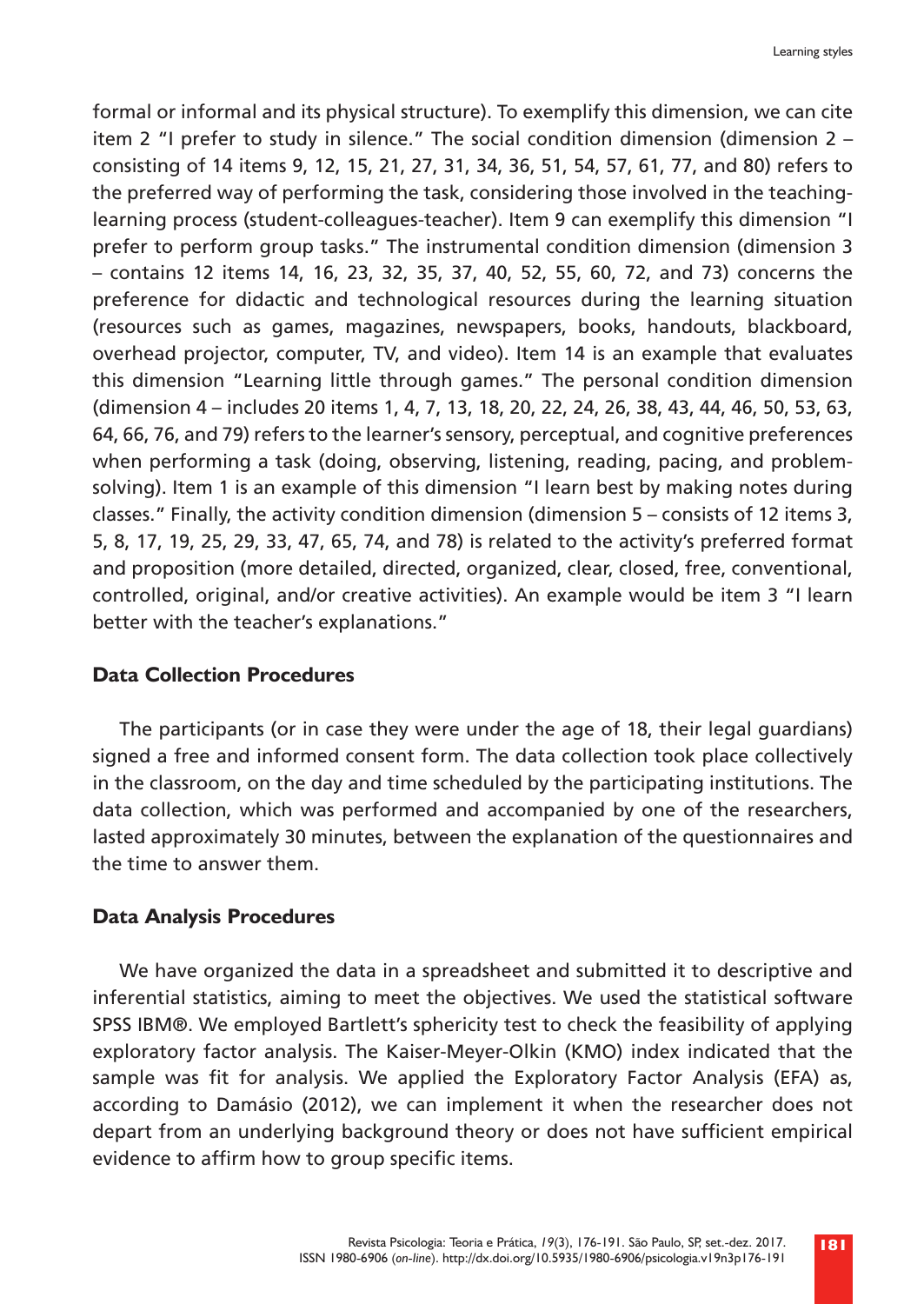formal or informal and its physical structure). To exemplify this dimension, we can cite item 2 "I prefer to study in silence." The social condition dimension (dimension 2 – consisting of 14 items 9, 12, 15, 21, 27, 31, 34, 36, 51, 54, 57, 61, 77, and 80) refers to the preferred way of performing the task, considering those involved in the teaching-learning process (student-colleagues-teacher). Item 9 can exemplify this dimension "I prefer to perform group tasks." The instrumental condition dimension (dimension 3 – contains 12 items 14, 16, 23, 32, 35, 37, 40, 52, 55, 60, 72, and 73) concerns the preference for didactic and technological resources during the learning situation (resources such as games, magazines, newspapers, books, handouts, blackboard, overhead projector, computer, TV, and video). Item 14 is an example that evaluates this dimension "Learning little through games." The personal condition dimension (dimension 4 – includes 20 items 1, 4, 7, 13, 18, 20, 22, 24, 26, 38, 43, 44, 46, 50, 53, 63, 64, 66, 76, and 79) refers to the learner's sensory, perceptual, and cognitive preferences when performing a task (doing, observing, listening, reading, pacing, and problem-solving). Item 1 is an example of this dimension "I learn best by making notes during classes." Finally, the activity condition dimension (dimension 5 – consists of 12 items 3, 5, 8, 17, 19, 25, 29, 33, 47, 65, 74, and 78) is related to the activity's preferred format and proposition (more detailed, directed, organized, clear, closed, free, conventional, controlled, original, and/or creative activities). An example would be item 3 "I learn better with the teacher's explanations."

### Data Collection Procedures

The participants (or in case they were under the age of 18, their legal guardians) signed a free and informed consent form. The data collection took place collectively in the classroom, on the day and time scheduled by the participating institutions. The data collection, which was performed and accompanied by one of the researchers, lasted approximately 30 minutes, between the explanation of the questionnaires and the time to answer them.

### Data Analysis Procedures

We have organized the data in a spreadsheet and submitted it to descriptive and inferential statistics, aiming to meet the objectives. We used the statistical software SPSS IBM®. We employed Bartlett's sphericity test to check the feasibility of applying exploratory factor analysis. The Kaiser-Meyer-Olkin (KMO) index indicated that the sample was fit for analysis. We applied the Exploratory Factor Analysis (EFA) as, according to Damásio (2012), we can implement it when the researcher does not depart from an underlying background theory or does not have sufficient empirical evidence to affirm how to group specific items.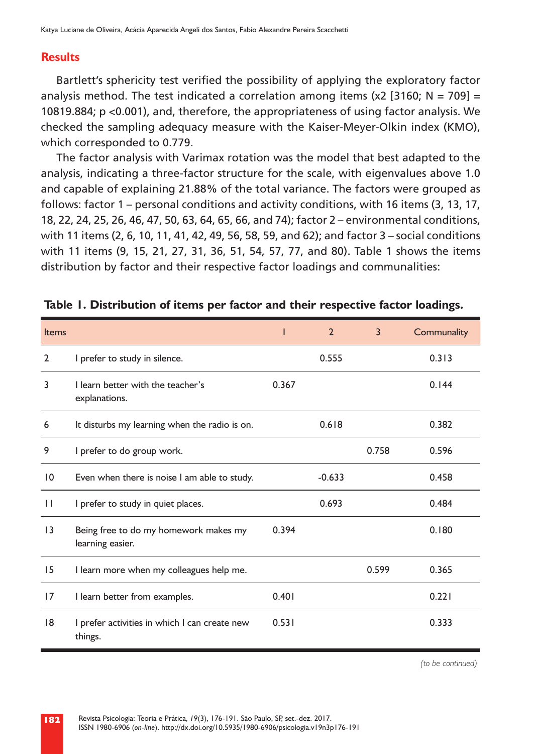## Results

Bartlett's sphericity test verified the possibility of applying the exploratory factor analysis method. The test indicated a correlation among items ($x2$ [3160; N = 709] = 10819.884; $p < 0.001$), and, therefore, the appropriateness of using factor analysis. We checked the sampling adequacy measure with the Kaiser-Meyer-Olkin index (KMO), which corresponded to 0.779.

The factor analysis with Varimax rotation was the model that best adapted to the analysis, indicating a three-factor structure for the scale, with eigenvalues above 1.0 and capable of explaining 21.88% of the total variance. The factors were grouped as follows: factor 1 – personal conditions and activity conditions, with 16 items (3, 13, 17, 18, 22, 24, 25, 26, 46, 47, 50, 63, 64, 65, 66, and 74); factor 2 – environmental conditions, with 11 items (2, 6, 10, 11, 41, 42, 49, 56, 58, 59, and 62); and factor 3 – social conditions with 11 items (9, 15, 21, 27, 31, 36, 51, 54, 57, 77, and 80). Table 1 shows the items distribution by factor and their respective factor loadings and communalities:

**Table 1. Distribution of items per factor and their respective factor loadings.**

| Items | | 1 | 2 | 3 | Communality |
|---|---|---|---|---|---|
| 2 | I prefer to study in silence. | | 0.555 | | 0.313 |
| 3 | I learn better with the teacher's explanations. | 0.367 | | | 0.144 |
| 6 | It disturbs my learning when the radio is on. | | 0.618 | | 0.382 |
| 9 | I prefer to do group work. | | | 0.758 | 0.596 |
| 10 | Even when there is noise I am able to study. | | -0.633 | | 0.458 |
| 11 | I prefer to study in quiet places. | | 0.693 | | 0.484 |
| 13 | Being free to do my homework makes my learning easier. | 0.394 | | | 0.180 |
| 15 | I learn more when my colleagues help me. | | | 0.599 | 0.365 |
| 17 | I learn better from examples. | 0.401 | | | 0.221 |
| 18 | I prefer activities in which I can create new things. | 0.531 | | | 0.333 |

*(to be continued)*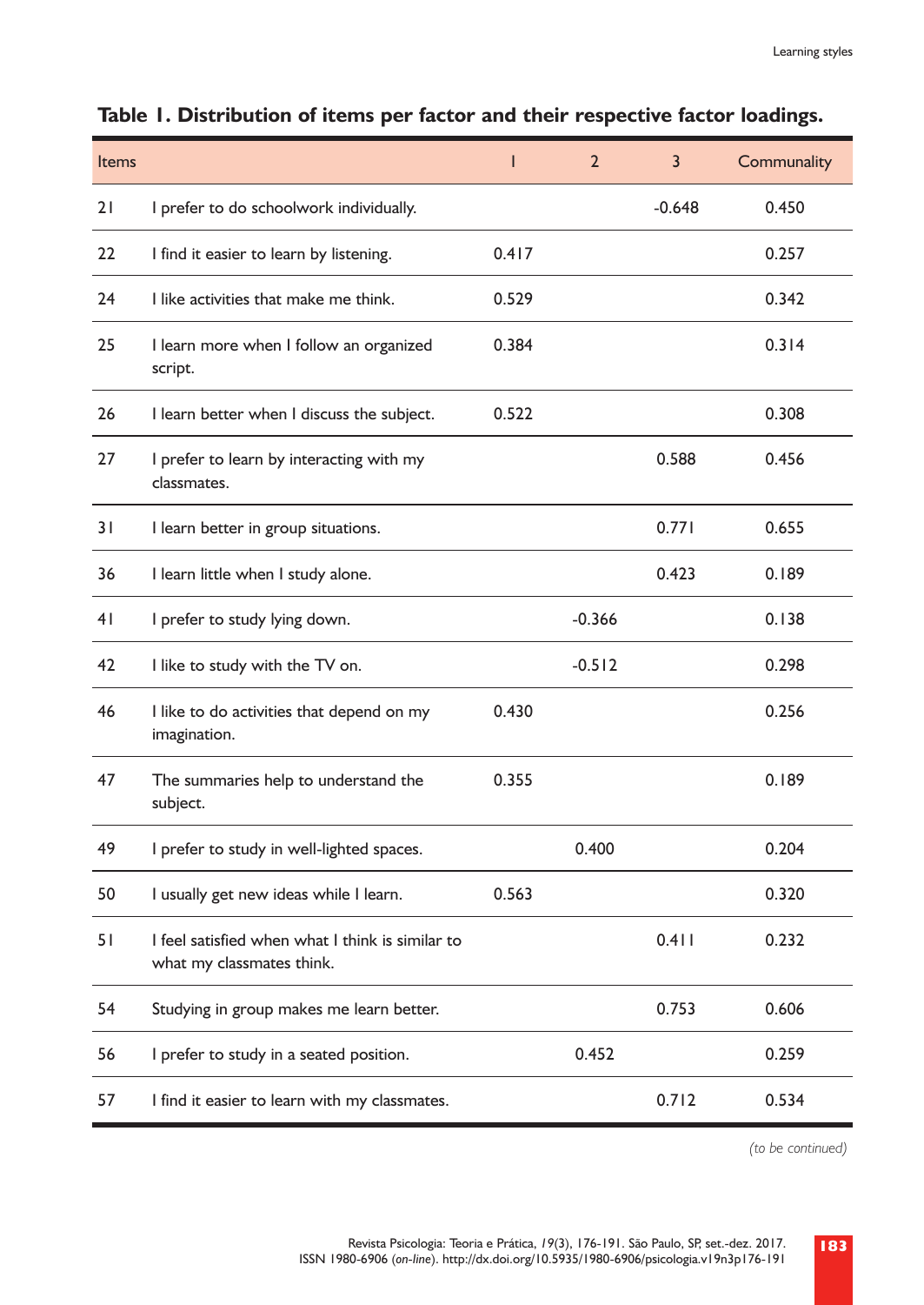**Table 1. Distribution of items per factor and their respective factor loadings.**

| Items | | 1 | 2 | 3 | Communality |
|---|---|---|---|---|---|
| 21 | I prefer to do schoolwork individually. | | | -0.648 | 0.450 |
| 22 | I find it easier to learn by listening. | 0.417 | | | 0.257 |
| 24 | I like activities that make me think. | 0.529 | | | 0.342 |
| 25 | I learn more when I follow an organized script. | 0.384 | | | 0.314 |
| 26 | I learn better when I discuss the subject. | 0.522 | | | 0.308 |
| 27 | I prefer to learn by interacting with my classmates. | | | 0.588 | 0.456 |
| 31 | I learn better in group situations. | | | 0.771 | 0.655 |
| 36 | I learn little when I study alone. | | | 0.423 | 0.189 |
| 41 | I prefer to study lying down. | | -0.366 | | 0.138 |
| 42 | I like to study with the TV on. | | -0.512 | | 0.298 |
| 46 | I like to do activities that depend on my imagination. | 0.430 | | | 0.256 |
| 47 | The summaries help to understand the subject. | 0.355 | | | 0.189 |
| 49 | I prefer to study in well-lighted spaces. | | 0.400 | | 0.204 |
| 50 | I usually get new ideas while I learn. | 0.563 | | | 0.320 |
| 51 | I feel satisfied when what I think is similar to what my classmates think. | | | 0.411 | 0.232 |
| 54 | Studying in group makes me learn better. | | | 0.753 | 0.606 |
| 56 | I prefer to study in a seated position. | | 0.452 | | 0.259 |
| 57 | I find it easier to learn with my classmates. | | | 0.712 | 0.534 |

*(to be continued)*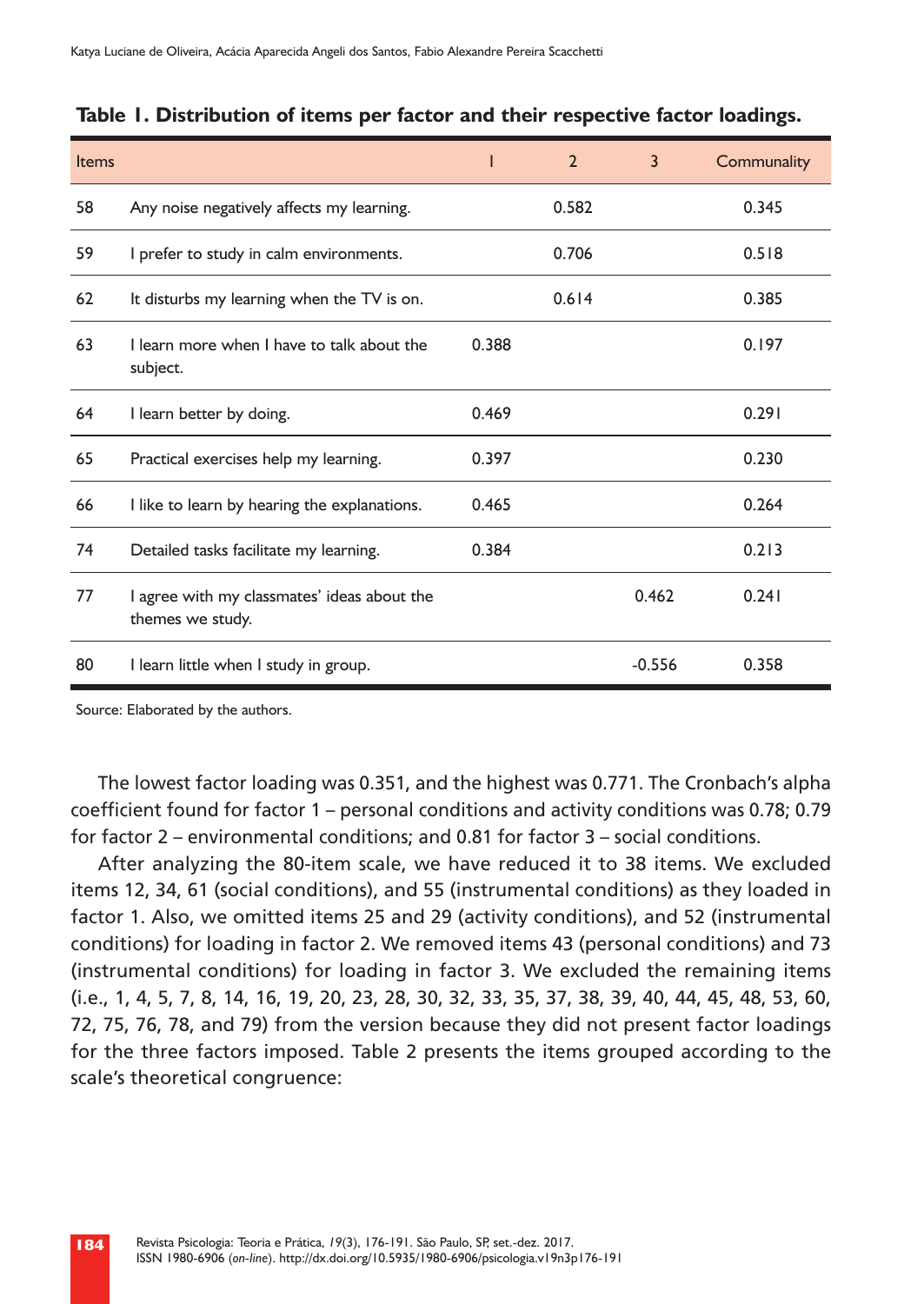**Table 1. Distribution of items per factor and their respective factor loadings.**

| Items | | 1 | 2 | 3 | Communality |
|---|---|---|---|---|---|
| 58 | Any noise negatively affects my learning. | | 0.582 | | 0.345 |
| 59 | I prefer to study in calm environments. | | 0.706 | | 0.518 |
| 62 | It disturbs my learning when the TV is on. | | 0.614 | | 0.385 |
| 63 | I learn more when I have to talk about the subject. | 0.388 | | | 0.197 |
| 64 | I learn better by doing. | 0.469 | | | 0.291 |
| 65 | Practical exercises help my learning. | 0.397 | | | 0.230 |
| 66 | I like to learn by hearing the explanations. | 0.465 | | | 0.264 |
| 74 | Detailed tasks facilitate my learning. | 0.384 | | | 0.213 |
| 77 | I agree with my classmates' ideas about the themes we study. | | | 0.462 | 0.241 |
| 80 | I learn little when I study in group. | | | -0.556 | 0.358 |

Source: Elaborated by the authors.

The lowest factor loading was 0.351, and the highest was 0.771. The Cronbach's alpha coefficient found for factor 1 – personal conditions and activity conditions was 0.78; 0.79 for factor 2 – environmental conditions; and 0.81 for factor 3 – social conditions.

After analyzing the 80-item scale, we have reduced it to 38 items. We excluded items 12, 34, 61 (social conditions), and 55 (instrumental conditions) as they loaded in factor 1. Also, we omitted items 25 and 29 (activity conditions), and 52 (instrumental conditions) for loading in factor 2. We removed items 43 (personal conditions) and 73 (instrumental conditions) for loading in factor 3. We excluded the remaining items (i.e., 1, 4, 5, 7, 8, 14, 16, 19, 20, 23, 28, 30, 32, 33, 35, 37, 38, 39, 40, 44, 45, 48, 53, 60, 72, 75, 76, 78, and 79) from the version because they did not present factor loadings for the three factors imposed. Table 2 presents the items grouped according to the scale's theoretical congruence: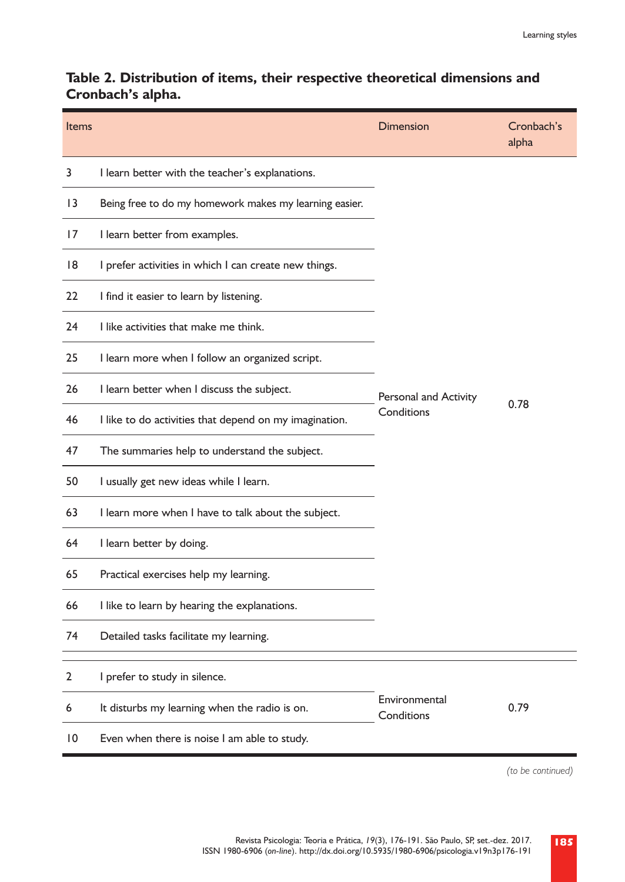**Table 2. Distribution of items, their respective theoretical dimensions and Cronbach's alpha.**

| Items | | Dimension | Cronbach's alpha |
|---|---|---|---|
| 3 | I learn better with the teacher's explanations. | Personal and Activity Conditions | 0.78 |
| 13 | Being free to do my homework makes my learning easier. | | |
| 17 | I learn better from examples. | | |
| 18 | I prefer activities in which I can create new things. | | |
| 22 | I find it easier to learn by listening. | | |
| 24 | I like activities that make me think. | | |
| 25 | I learn more when I follow an organized script. | | |
| 26 | I learn better when I discuss the subject. | | |
| 46 | I like to do activities that depend on my imagination. | | |
| 47 | The summaries help to understand the subject. | | |
| 50 | I usually get new ideas while I learn. | | |
| 63 | I learn more when I have to talk about the subject. | | |
| 64 | I learn better by doing. | | |
| 65 | Practical exercises help my learning. | | |
| 66 | I like to learn by hearing the explanations. | | |
| 74 | Detailed tasks facilitate my learning. | | |
| 2 | I prefer to study in silence. | Environmental Conditions | 0.79 |
| 6 | It disturbs my learning when the radio is on. | | |
| 10 | Even when there is noise I am able to study. | | |

*(to be continued)*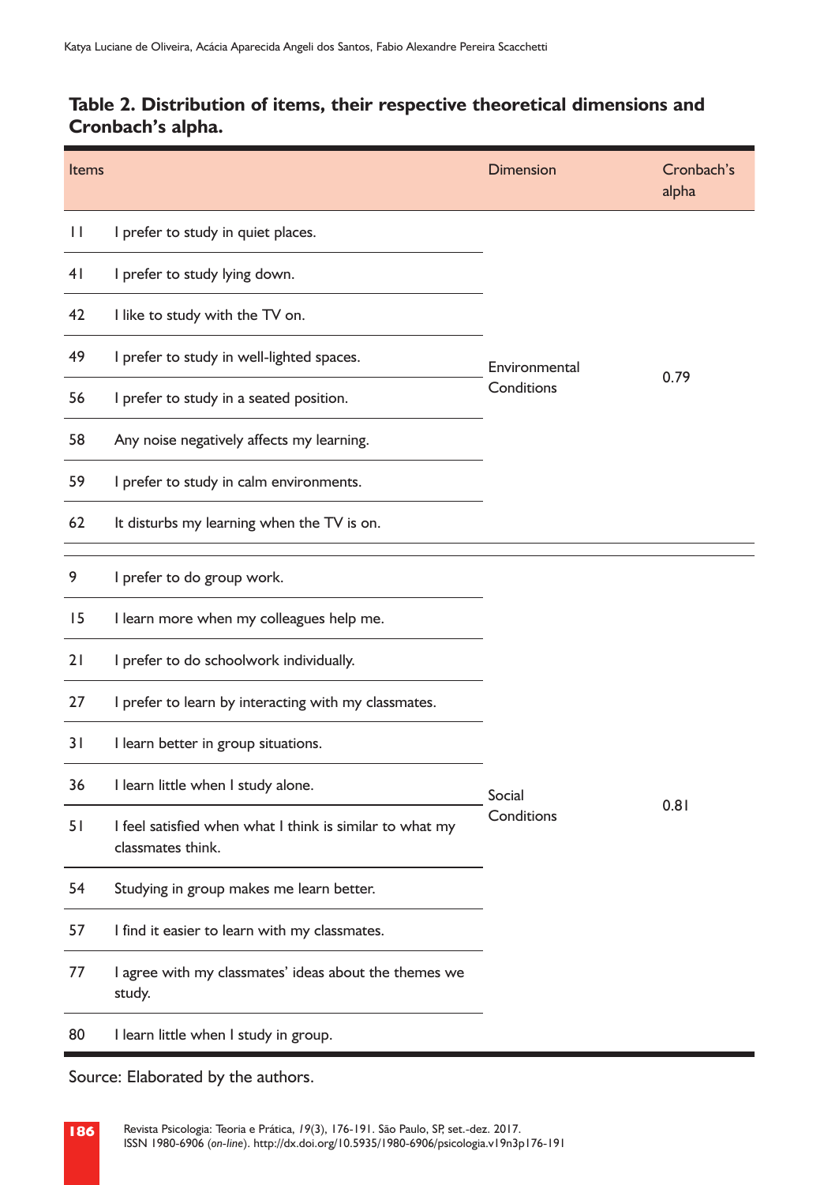**Table 2. Distribution of items, their respective theoretical dimensions and Cronbach's alpha.**

| Items | | Dimension | Cronbach's alpha |
|---|---|---|---|
| 11 | I prefer to study in quiet places. | Environmental Conditions | 0.79 |
| 41 | I prefer to study lying down. | | |
| 42 | I like to study with the TV on. | | |
| 49 | I prefer to study in well-lighted spaces. | | |
| 56 | I prefer to study in a seated position. | | |
| 58 | Any noise negatively affects my learning. | | |
| 59 | I prefer to study in calm environments. | | |
| 62 | It disturbs my learning when the TV is on. | | |
| 9 | I prefer to do group work. | Social Conditions | 0.81 |
| 15 | I learn more when my colleagues help me. | | |
| 21 | I prefer to do schoolwork individually. | | |
| 27 | I prefer to learn by interacting with my classmates. | | |
| 31 | I learn better in group situations. | | |
| 36 | I learn little when I study alone. | | |
| 51 | I feel satisfied when what I think is similar to what my classmates think. | | |
| 54 | Studying in group makes me learn better. | | |
| 57 | I find it easier to learn with my classmates. | | |
| 77 | I agree with my classmates' ideas about the themes we study. | | |
| 80 | I learn little when I study in group. | | |

Source: Elaborated by the authors.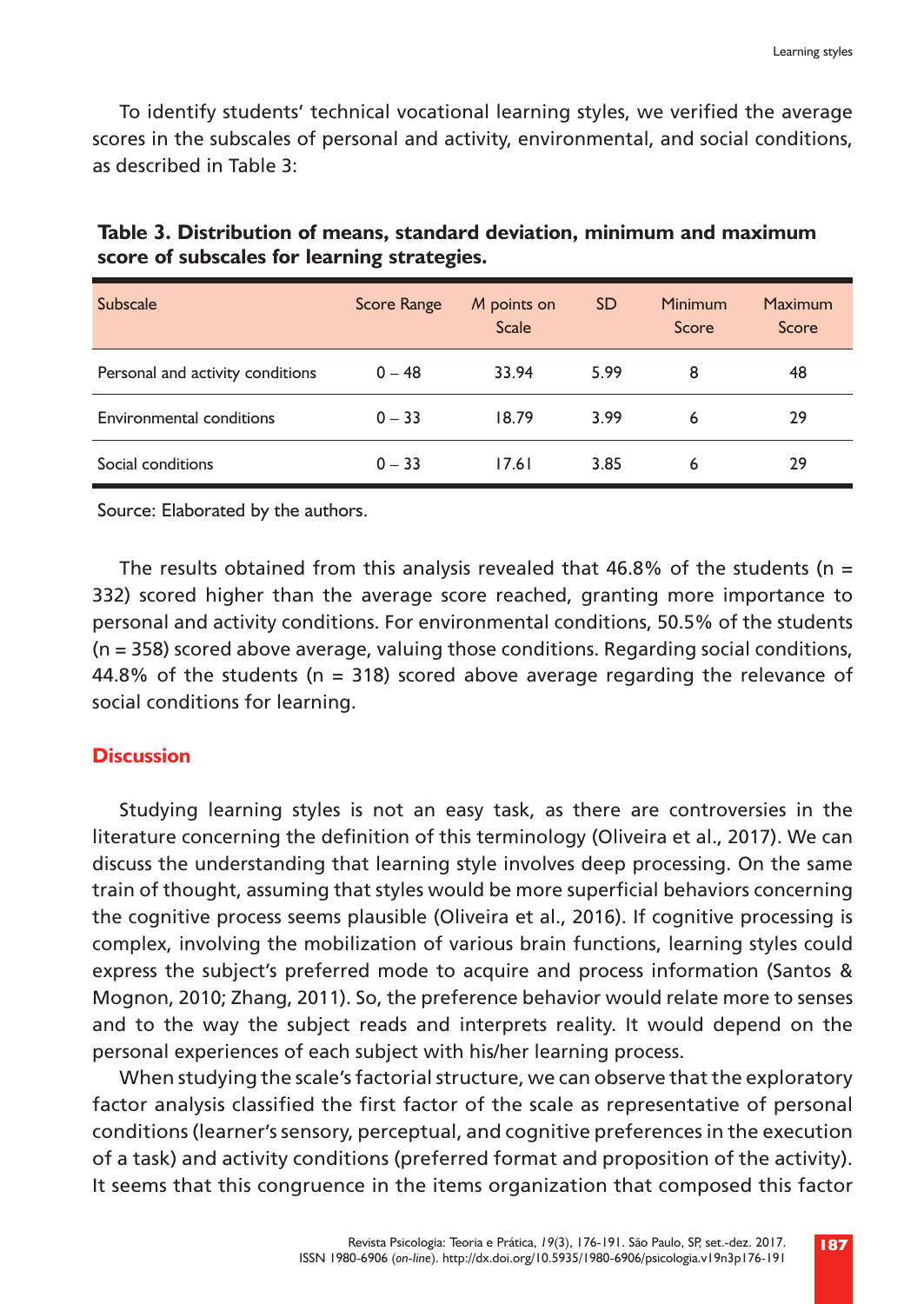To identify students' technical vocational learning styles, we verified the average scores in the subscales of personal and activity, environmental, and social conditions, as described in Table 3:

**Table 3. Distribution of means, standard deviation, minimum and maximum score of subscales for learning strategies.**

| Subscale | Score Range | *M* points on Scale | SD | Minimum Score | Maximum Score |
|---|---|---|---|---|---|
| Personal and activity conditions | 0 – 48 | 33.94 | 5.99 | 8 | 48 |
| Environmental conditions | 0 – 33 | 18.79 | 3.99 | 6 | 29 |
| Social conditions | 0 – 33 | 17.61 | 3.85 | 6 | 29 |

Source: Elaborated by the authors.

The results obtained from this analysis revealed that 46.8% of the students (n = 332) scored higher than the average score reached, granting more importance to personal and activity conditions. For environmental conditions, 50.5% of the students (n = 358) scored above average, valuing those conditions. Regarding social conditions, 44.8% of the students (n = 318) scored above average regarding the relevance of social conditions for learning.

## Discussion

Studying learning styles is not an easy task, as there are controversies in the literature concerning the definition of this terminology (Oliveira et al., 2017). We can discuss the understanding that learning style involves deep processing. On the same train of thought, assuming that styles would be more superficial behaviors concerning the cognitive process seems plausible (Oliveira et al., 2016). If cognitive processing is complex, involving the mobilization of various brain functions, learning styles could express the subject's preferred mode to acquire and process information (Santos & Mognon, 2010; Zhang, 2011). So, the preference behavior would relate more to senses and to the way the subject reads and interprets reality. It would depend on the personal experiences of each subject with his/her learning process.

When studying the scale's factorial structure, we can observe that the exploratory factor analysis classified the first factor of the scale as representative of personal conditions (learner's sensory, perceptual, and cognitive preferences in the execution of a task) and activity conditions (preferred format and proposition of the activity). It seems that this congruence in the items organization that composed this factor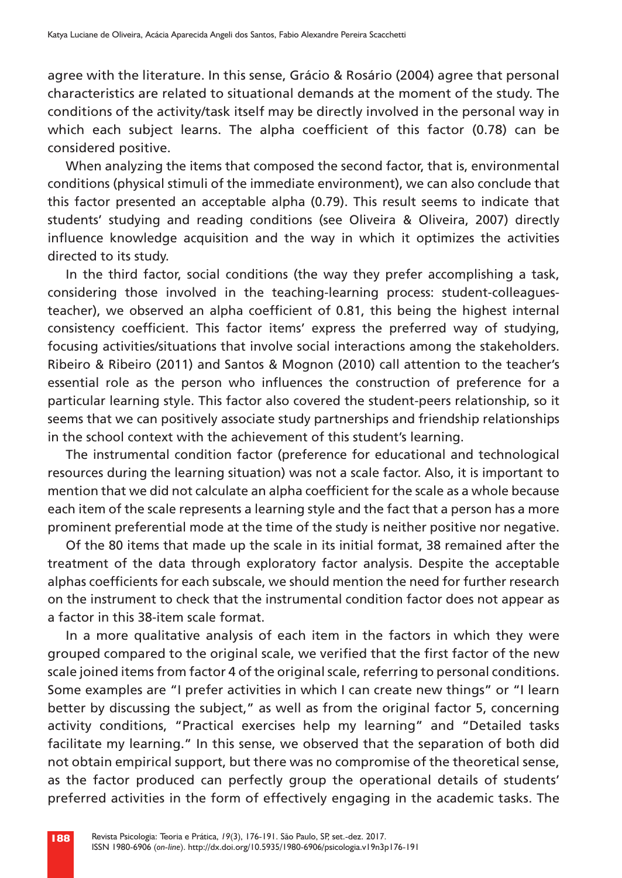agree with the literature. In this sense, Grácio & Rosário (2004) agree that personal characteristics are related to situational demands at the moment of the study. The conditions of the activity/task itself may be directly involved in the personal way in which each subject learns. The alpha coefficient of this factor (0.78) can be considered positive.

When analyzing the items that composed the second factor, that is, environmental conditions (physical stimuli of the immediate environment), we can also conclude that this factor presented an acceptable alpha (0.79). This result seems to indicate that students' studying and reading conditions (see Oliveira & Oliveira, 2007) directly influence knowledge acquisition and the way in which it optimizes the activities directed to its study.

In the third factor, social conditions (the way they prefer accomplishing a task, considering those involved in the teaching-learning process: student-colleagues-teacher), we observed an alpha coefficient of 0.81, this being the highest internal consistency coefficient. This factor items' express the preferred way of studying, focusing activities/situations that involve social interactions among the stakeholders. Ribeiro & Ribeiro (2011) and Santos & Mognon (2010) call attention to the teacher's essential role as the person who influences the construction of preference for a particular learning style. This factor also covered the student-peers relationship, so it seems that we can positively associate study partnerships and friendship relationships in the school context with the achievement of this student's learning.

The instrumental condition factor (preference for educational and technological resources during the learning situation) was not a scale factor. Also, it is important to mention that we did not calculate an alpha coefficient for the scale as a whole because each item of the scale represents a learning style and the fact that a person has a more prominent preferential mode at the time of the study is neither positive nor negative.

Of the 80 items that made up the scale in its initial format, 38 remained after the treatment of the data through exploratory factor analysis. Despite the acceptable alphas coefficients for each subscale, we should mention the need for further research on the instrument to check that the instrumental condition factor does not appear as a factor in this 38-item scale format.

In a more qualitative analysis of each item in the factors in which they were grouped compared to the original scale, we verified that the first factor of the new scale joined items from factor 4 of the original scale, referring to personal conditions. Some examples are "I prefer activities in which I can create new things" or "I learn better by discussing the subject," as well as from the original factor 5, concerning activity conditions, "Practical exercises help my learning" and "Detailed tasks facilitate my learning." In this sense, we observed that the separation of both did not obtain empirical support, but there was no compromise of the theoretical sense, as the factor produced can perfectly group the operational details of students' preferred activities in the form of effectively engaging in the academic tasks. The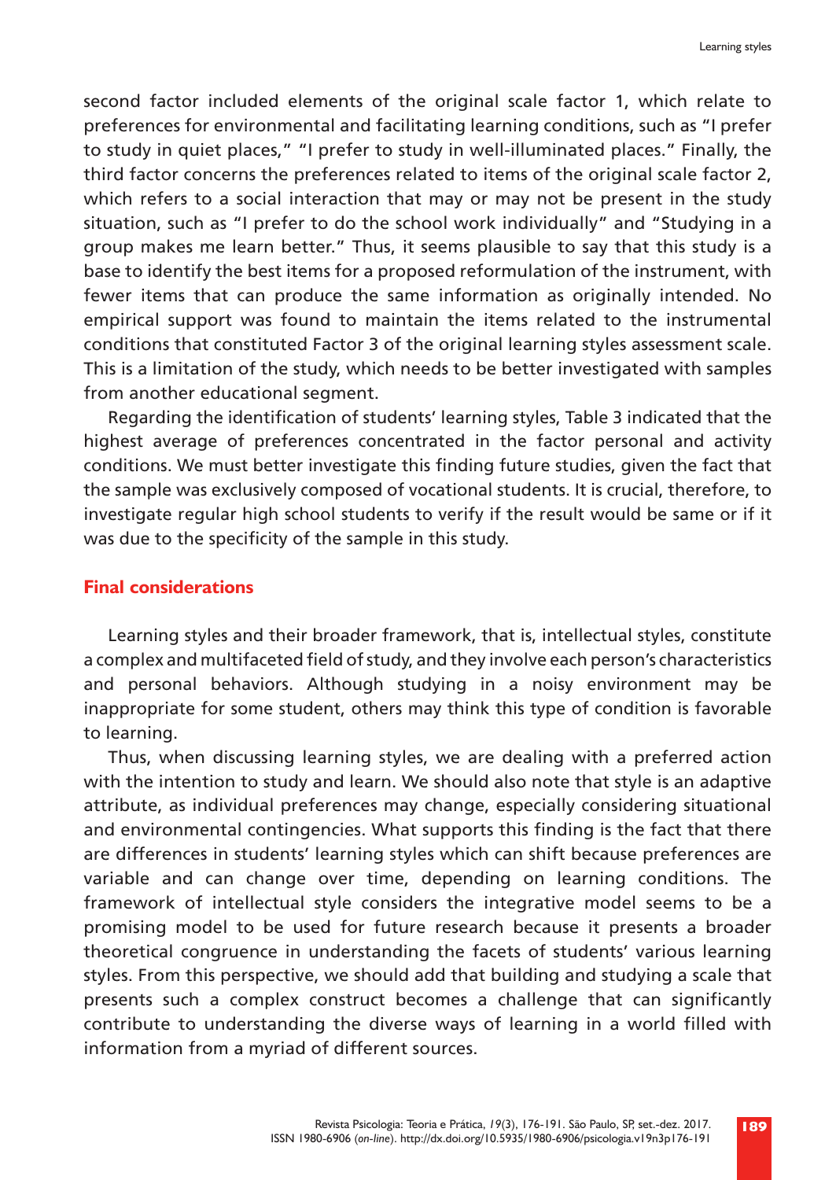second factor included elements of the original scale factor 1, which relate to preferences for environmental and facilitating learning conditions, such as "I prefer to study in quiet places," "I prefer to study in well-illuminated places." Finally, the third factor concerns the preferences related to items of the original scale factor 2, which refers to a social interaction that may or may not be present in the study situation, such as "I prefer to do the school work individually" and "Studying in a group makes me learn better." Thus, it seems plausible to say that this study is a base to identify the best items for a proposed reformulation of the instrument, with fewer items that can produce the same information as originally intended. No empirical support was found to maintain the items related to the instrumental conditions that constituted Factor 3 of the original learning styles assessment scale. This is a limitation of the study, which needs to be better investigated with samples from another educational segment.

Regarding the identification of students' learning styles, Table 3 indicated that the highest average of preferences concentrated in the factor personal and activity conditions. We must better investigate this finding future studies, given the fact that the sample was exclusively composed of vocational students. It is crucial, therefore, to investigate regular high school students to verify if the result would be same or if it was due to the specificity of the sample in this study.

## Final considerations

Learning styles and their broader framework, that is, intellectual styles, constitute a complex and multifaceted field of study, and they involve each person's characteristics and personal behaviors. Although studying in a noisy environment may be inappropriate for some student, others may think this type of condition is favorable to learning.

Thus, when discussing learning styles, we are dealing with a preferred action with the intention to study and learn. We should also note that style is an adaptive attribute, as individual preferences may change, especially considering situational and environmental contingencies. What supports this finding is the fact that there are differences in students' learning styles which can shift because preferences are variable and can change over time, depending on learning conditions. The framework of intellectual style considers the integrative model seems to be a promising model to be used for future research because it presents a broader theoretical congruence in understanding the facets of students' various learning styles. From this perspective, we should add that building and studying a scale that presents such a complex construct becomes a challenge that can significantly contribute to understanding the diverse ways of learning in a world filled with information from a myriad of different sources.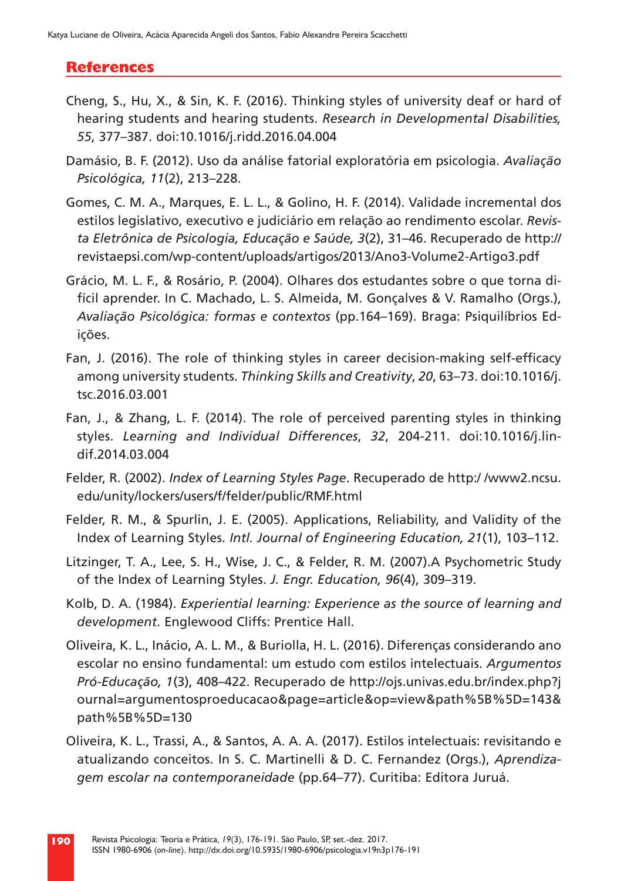## References

Cheng, S., Hu, X., & Sin, K. F. (2016). Thinking styles of university deaf or hard of hearing students and hearing students. *Research in Developmental Disabilities, 55*, 377–387. doi:10.1016/j.ridd.2016.04.004

Damásio, B. F. (2012). Uso da análise fatorial exploratória em psicologia. *Avaliação Psicológica, 11*(2), 213–228.

Gomes, C. M. A., Marques, E. L. L., & Golino, H. F. (2014). Validade incremental dos estilos legislativo, executivo e judiciário em relação ao rendimento escolar. *Revista Eletrônica de Psicologia, Educação e Saúde, 3*(2), 31–46. Recuperado de http://revistaepsi.com/wp-content/uploads/artigos/2013/Ano3-Volume2-Artigo3.pdf

Grácio, M. L. F., & Rosário, P. (2004). Olhares dos estudantes sobre o que torna difícil aprender. In C. Machado, L. S. Almeida, M. Gonçalves & V. Ramalho (Orgs.), *Avaliação Psicológica: formas e contextos* (pp.164–169). Braga: Psiquilíbrios Edições.

Fan, J. (2016). The role of thinking styles in career decision-making self-efficacy among university students. *Thinking Skills and Creativity*, *20*, 63–73. doi:10.1016/j.tsc.2016.03.001

Fan, J., & Zhang, L. F. (2014). The role of perceived parenting styles in thinking styles. *Learning and Individual Differences*, *32*, 204-211. doi:10.1016/j.lindif.2014.03.004

Felder, R. (2002). *Index of Learning Styles Page*. Recuperado de http:/ /www2.ncsu.edu/unity/lockers/users/f/felder/public/RMF.html

Felder, R. M., & Spurlin, J. E. (2005). Applications, Reliability, and Validity of the Index of Learning Styles. *Intl. Journal of Engineering Education, 21*(1), 103–112.

Litzinger, T. A., Lee, S. H., Wise, J. C., & Felder, R. M. (2007).A Psychometric Study of the Index of Learning Styles. *J. Engr. Education, 96*(4), 309–319.

Kolb, D. A. (1984). *Experiential learning: Experience as the source of learning and development*. Englewood Cliffs: Prentice Hall.

Oliveira, K. L., Inácio, A. L. M., & Buriolla, H. L. (2016). Diferenças considerando ano escolar no ensino fundamental: um estudo com estilos intelectuais. *Argumentos Pró-Educação, 1*(3), 408–422. Recuperado de http://ojs.univas.edu.br/index.php?journal=argumentosproeducacao&page=article&op=view&path%5B%5D=143&path%5B%5D=130

Oliveira, K. L., Trassi, A., & Santos, A. A. A. (2017). Estilos intelectuais: revisitando e atualizando conceitos. In S. C. Martinelli & D. C. Fernandez (Orgs.), *Aprendizagem escolar na contemporaneidade* (pp.64–77). Curitiba: Editora Juruá.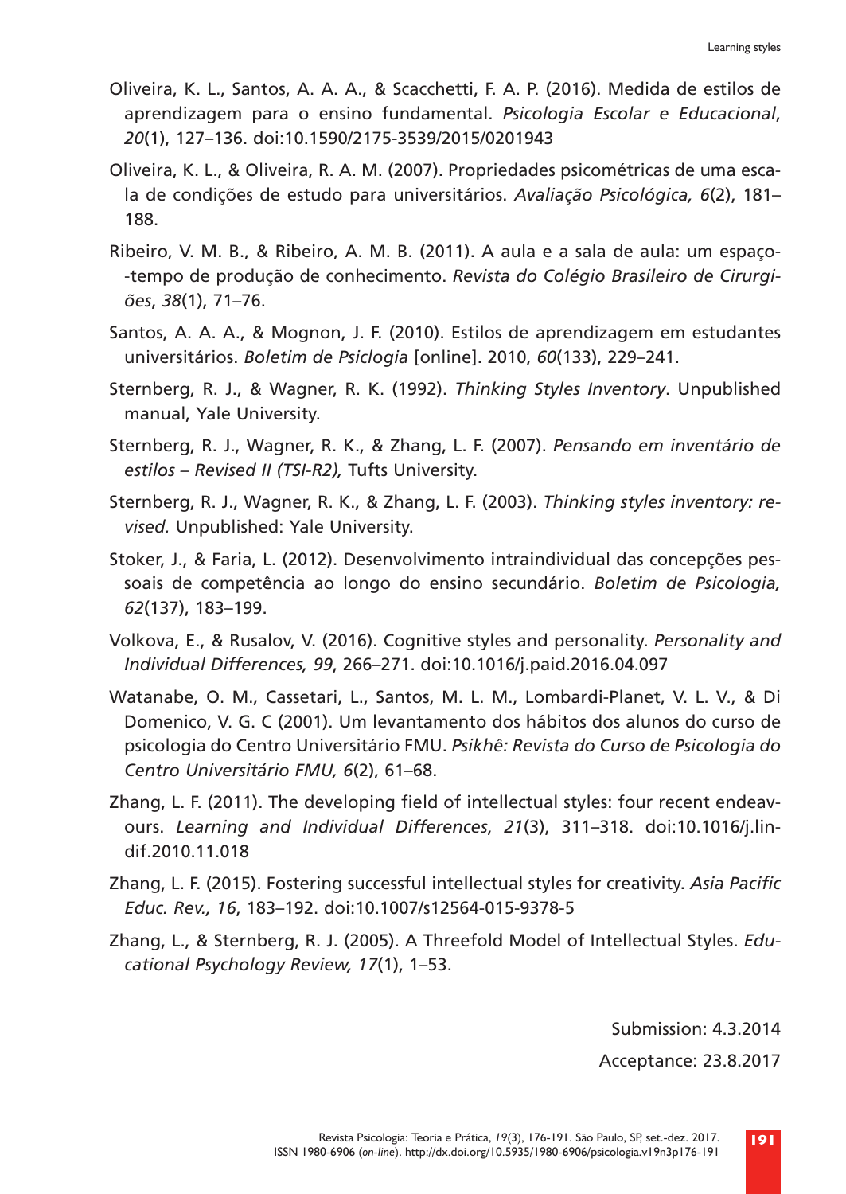Oliveira, K. L., Santos, A. A. A., & Scacchetti, F. A. P. (2016). Medida de estilos de aprendizagem para o ensino fundamental. *Psicologia Escolar e Educacional*, *20*(1), 127–136. doi:10.1590/2175-3539/2015/0201943

Oliveira, K. L., & Oliveira, R. A. M. (2007). Propriedades psicométricas de uma escala de condições de estudo para universitários. *Avaliação Psicológica, 6*(2), 181–188.

Ribeiro, V. M. B., & Ribeiro, A. M. B. (2011). A aula e a sala de aula: um espaço-tempo de produção de conhecimento. *Revista do Colégio Brasileiro de Cirurgiões*, *38*(1), 71–76.

Santos, A. A. A., & Mognon, J. F. (2010). Estilos de aprendizagem em estudantes universitários. *Boletim de Psiclogia* [online]. 2010, *60*(133), 229–241.

Sternberg, R. J., & Wagner, R. K. (1992). *Thinking Styles Inventory*. Unpublished manual, Yale University.

Sternberg, R. J., Wagner, R. K., & Zhang, L. F. (2007). *Pensando em inventário de estilos – Revised II (TSI-R2),* Tufts University.

Sternberg, R. J., Wagner, R. K., & Zhang, L. F. (2003). *Thinking styles inventory: revised.* Unpublished: Yale University.

Stoker, J., & Faria, L. (2012). Desenvolvimento intraindividual das concepções pessoais de competência ao longo do ensino secundário. *Boletim de Psicologia, 62*(137), 183–199.

Volkova, E., & Rusalov, V. (2016). Cognitive styles and personality. *Personality and Individual Differences, 99*, 266–271. doi:10.1016/j.paid.2016.04.097

Watanabe, O. M., Cassetari, L., Santos, M. L. M., Lombardi-Planet, V. L. V., & Di Domenico, V. G. C (2001). Um levantamento dos hábitos dos alunos do curso de psicologia do Centro Universitário FMU. *Psikhê: Revista do Curso de Psicologia do Centro Universitário FMU, 6*(2), 61–68.

Zhang, L. F. (2011). The developing field of intellectual styles: four recent endeavours. *Learning and Individual Differences*, *21*(3), 311–318. doi:10.1016/j.lindif.2010.11.018

Zhang, L. F. (2015). Fostering successful intellectual styles for creativity. *Asia Pacific Educ. Rev., 16*, 183–192. doi:10.1007/s12564-015-9378-5

Zhang, L., & Sternberg, R. J. (2005). A Threefold Model of Intellectual Styles. *Educational Psychology Review, 17*(1), 1–53.

Submission: 4.3.2014

Acceptance: 23.8.2017